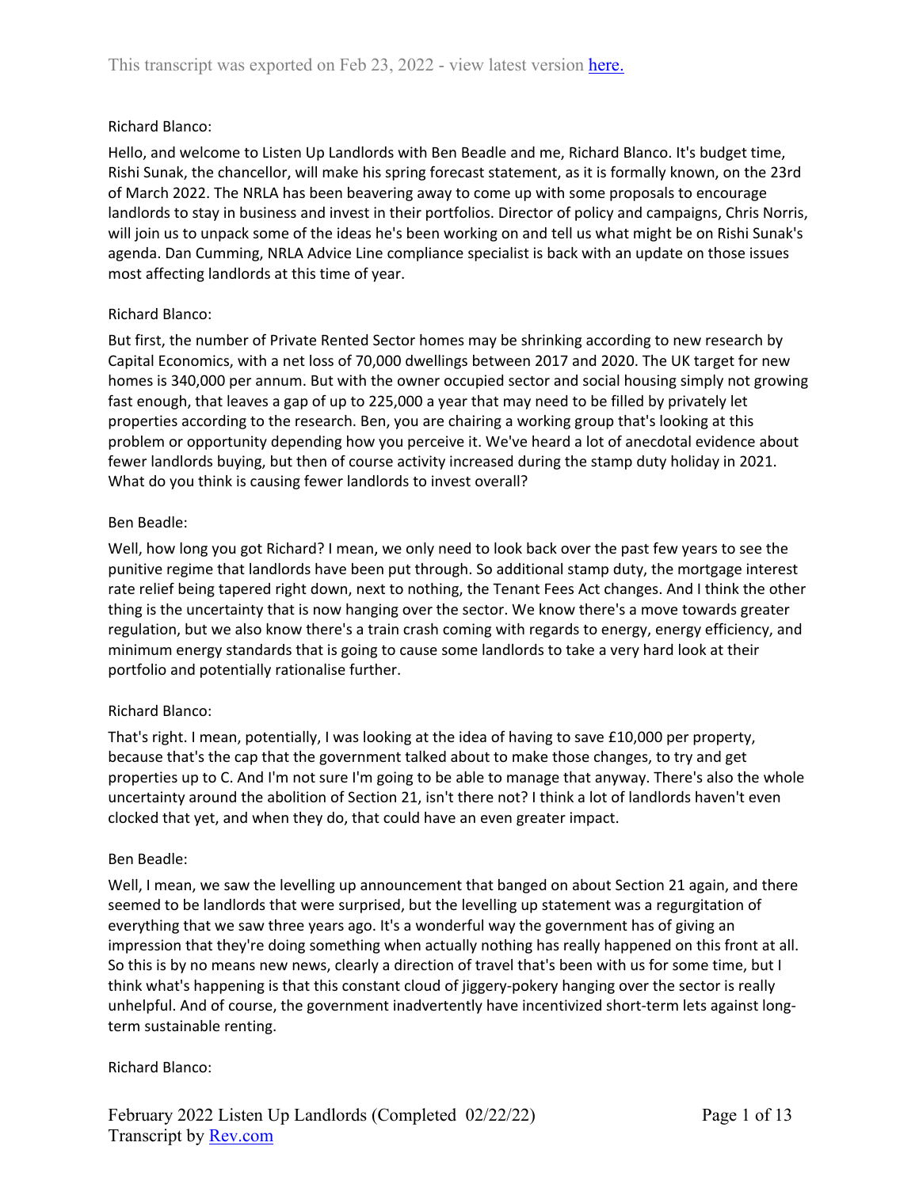Richard Blanco:

Hello, and welcome to Listen Up Landlords with Ben Beadle and me, Richard Blanco. It's budget time, Rishi Sunak, the chancellor, will make his spring forecast statement, as it is formally known, on the 23rd of March 2022. The NRLA has been beavering away to come up with some proposals to encourage landlords to stay in business and invest in their portfolios. Director of policy and campaigns, Chris Norris, will join us to unpack some of the ideas he's been working on and tell us what might be on Rishi Sunak's agenda. Dan Cumming, NRLA Advice Line compliance specialist is back with an update on those issues most affecting landlords at this time of year.

Richard Blanco:

But first, the number of Private Rented Sector homes may be shrinking according to new research by Capital Economics, with a net loss of 70,000 dwellings between 2017 and 2020. The UK target for new homes is 340,000 per annum. But with the owner occupied sector and social housing simply not growing fast enough, that leaves a gap of up to 225,000 a year that may need to be filled by privately let properties according to the research. Ben, you are chairing a working group that's looking at this problem or opportunity depending how you perceive it. We've heard a lot of anecdotal evidence about fewer landlords buying, but then of course activity increased during the stamp duty holiday in 2021. What do you think is causing fewer landlords to invest overall?

Ben Beadle:

Well, how long you got Richard? I mean, we only need to look back over the past few years to see the punitive regime that landlords have been put through. So additional stamp duty, the mortgage interest rate relief being tapered right down, next to nothing, the Tenant Fees Act changes. And I think the other thing is the uncertainty that is now hanging over the sector. We know there's a move towards greater regulation, but we also know there's a train crash coming with regards to energy, energy efficiency, and minimum energy standards that is going to cause some landlords to take a very hard look at their portfolio and potentially rationalise further.

Richard Blanco:

That's right. I mean, potentially, I was looking at the idea of having to save £10,000 per property, because that's the cap that the government talked about to make those changes, to try and get properties up to C. And I'm not sure I'm going to be able to manage that anyway. There's also the whole uncertainty around the abolition of Section 21, isn't there not? I think a lot of landlords haven't even clocked that yet, and when they do, that could have an even greater impact.

Ben Beadle:

Well, I mean, we saw the levelling up announcement that banged on about Section 21 again, and there seemed to be landlords that were surprised, but the levelling up statement was a regurgitation of everything that we saw three years ago. It's a wonderful way the government has of giving an impression that they're doing something when actually nothing has really happened on this front at all. So this is by no means new news, clearly a direction of travel that's been with us for some time, but I think what's happening is that this constant cloud of jiggery-pokery hanging over the sector is really unhelpful. And of course, the government inadvertently have incentivized short-term lets against long-term sustainable renting.

Richard Blanco: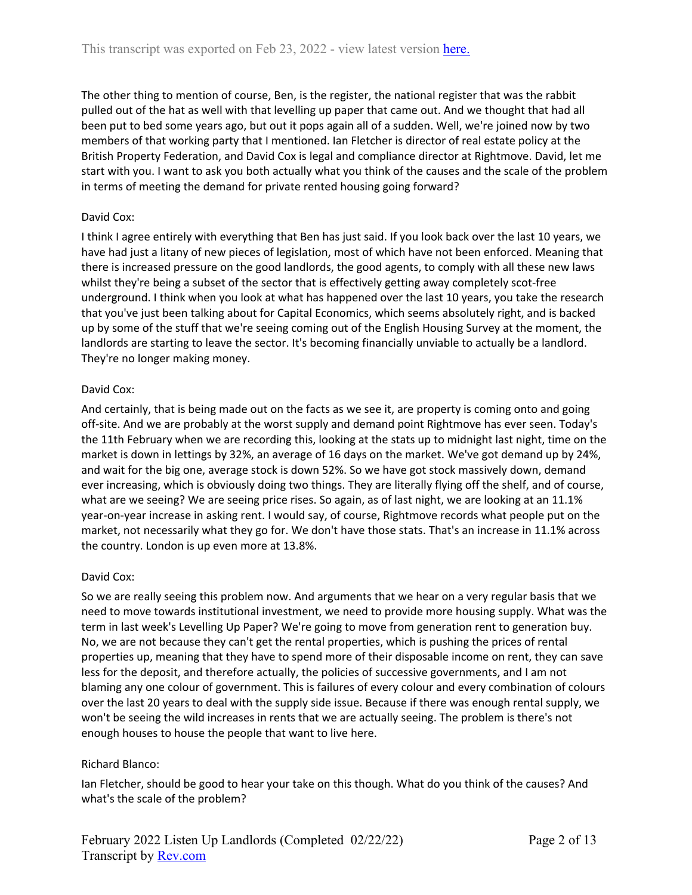The other thing to mention of course, Ben, is the register, the national register that was the rabbit pulled out of the hat as well with that levelling up paper that came out. And we thought that had all been put to bed some years ago, but out it pops again all of a sudden. Well, we're joined now by two members of that working party that I mentioned. Ian Fletcher is director of real estate policy at the British Property Federation, and David Cox is legal and compliance director at Rightmove. David, let me start with you. I want to ask you both actually what you think of the causes and the scale of the problem in terms of meeting the demand for private rented housing going forward?

David Cox:

I think I agree entirely with everything that Ben has just said. If you look back over the last 10 years, we have had just a litany of new pieces of legislation, most of which have not been enforced. Meaning that there is increased pressure on the good landlords, the good agents, to comply with all these new laws whilst they're being a subset of the sector that is effectively getting away completely scot-free underground. I think when you look at what has happened over the last 10 years, you take the research that you've just been talking about for Capital Economics, which seems absolutely right, and is backed up by some of the stuff that we're seeing coming out of the English Housing Survey at the moment, the landlords are starting to leave the sector. It's becoming financially unviable to actually be a landlord. They're no longer making money.

David Cox:

And certainly, that is being made out on the facts as we see it, are property is coming onto and going off-site. And we are probably at the worst supply and demand point Rightmove has ever seen. Today's the 11th February when we are recording this, looking at the stats up to midnight last night, time on the market is down in lettings by 32%, an average of 16 days on the market. We've got demand up by 24%, and wait for the big one, average stock is down 52%. So we have got stock massively down, demand ever increasing, which is obviously doing two things. They are literally flying off the shelf, and of course, what are we seeing? We are seeing price rises. So again, as of last night, we are looking at an 11.1% year-on-year increase in asking rent. I would say, of course, Rightmove records what people put on the market, not necessarily what they go for. We don't have those stats. That's an increase in 11.1% across the country. London is up even more at 13.8%.

David Cox:

So we are really seeing this problem now. And arguments that we hear on a very regular basis that we need to move towards institutional investment, we need to provide more housing supply. What was the term in last week's Levelling Up Paper? We're going to move from generation rent to generation buy. No, we are not because they can't get the rental properties, which is pushing the prices of rental properties up, meaning that they have to spend more of their disposable income on rent, they can save less for the deposit, and therefore actually, the policies of successive governments, and I am not blaming any one colour of government. This is failures of every colour and every combination of colours over the last 20 years to deal with the supply side issue. Because if there was enough rental supply, we won't be seeing the wild increases in rents that we are actually seeing. The problem is there's not enough houses to house the people that want to live here.

Richard Blanco:

Ian Fletcher, should be good to hear your take on this though. What do you think of the causes? And what's the scale of the problem?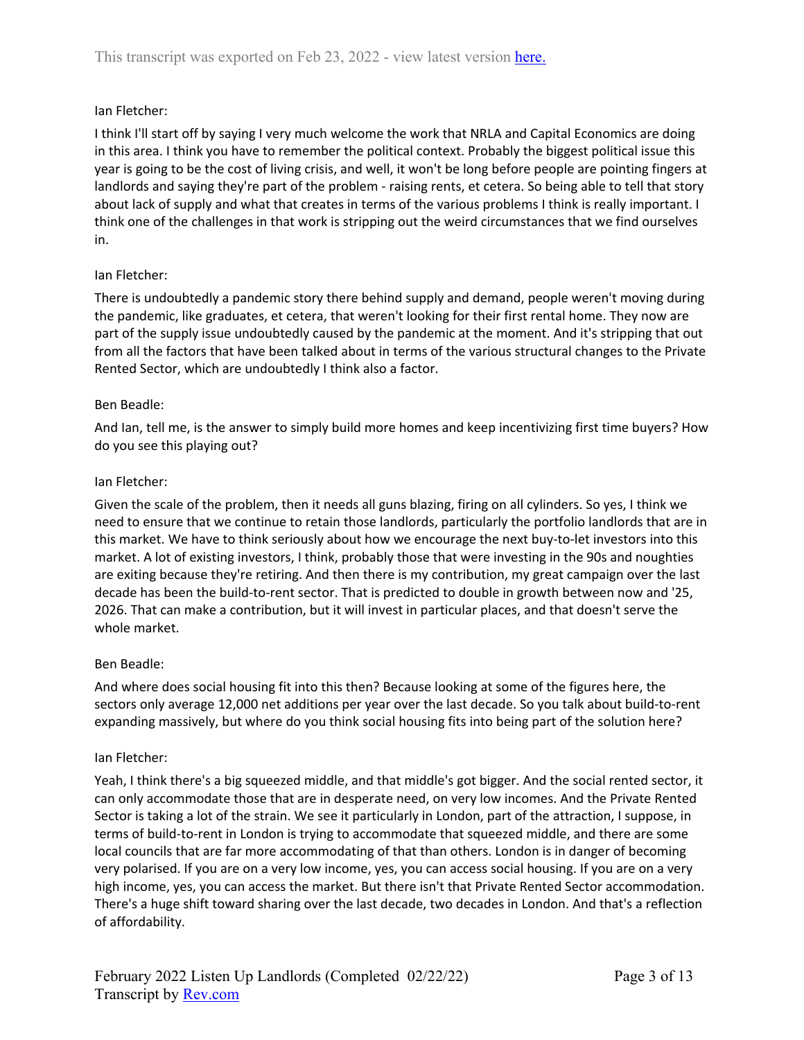Ian Fletcher:

I think I'll start off by saying I very much welcome the work that NRLA and Capital Economics are doing in this area. I think you have to remember the political context. Probably the biggest political issue this year is going to be the cost of living crisis, and well, it won't be long before people are pointing fingers at landlords and saying they're part of the problem - raising rents, et cetera. So being able to tell that story about lack of supply and what that creates in terms of the various problems I think is really important. I think one of the challenges in that work is stripping out the weird circumstances that we find ourselves in.

Ian Fletcher:

There is undoubtedly a pandemic story there behind supply and demand, people weren't moving during the pandemic, like graduates, et cetera, that weren't looking for their first rental home. They now are part of the supply issue undoubtedly caused by the pandemic at the moment. And it's stripping that out from all the factors that have been talked about in terms of the various structural changes to the Private Rented Sector, which are undoubtedly I think also a factor.

Ben Beadle:

And Ian, tell me, is the answer to simply build more homes and keep incentivizing first time buyers? How do you see this playing out?

Ian Fletcher:

Given the scale of the problem, then it needs all guns blazing, firing on all cylinders. So yes, I think we need to ensure that we continue to retain those landlords, particularly the portfolio landlords that are in this market. We have to think seriously about how we encourage the next buy-to-let investors into this market. A lot of existing investors, I think, probably those that were investing in the 90s and noughties are exiting because they're retiring. And then there is my contribution, my great campaign over the last decade has been the build-to-rent sector. That is predicted to double in growth between now and '25, 2026. That can make a contribution, but it will invest in particular places, and that doesn't serve the whole market.

Ben Beadle:

And where does social housing fit into this then? Because looking at some of the figures here, the sectors only average 12,000 net additions per year over the last decade. So you talk about build-to-rent expanding massively, but where do you think social housing fits into being part of the solution here?

Ian Fletcher:

Yeah, I think there's a big squeezed middle, and that middle's got bigger. And the social rented sector, it can only accommodate those that are in desperate need, on very low incomes. And the Private Rented Sector is taking a lot of the strain. We see it particularly in London, part of the attraction, I suppose, in terms of build-to-rent in London is trying to accommodate that squeezed middle, and there are some local councils that are far more accommodating of that than others. London is in danger of becoming very polarised. If you are on a very low income, yes, you can access social housing. If you are on a very high income, yes, you can access the market. But there isn't that Private Rented Sector accommodation. There's a huge shift toward sharing over the last decade, two decades in London. And that's a reflection of affordability.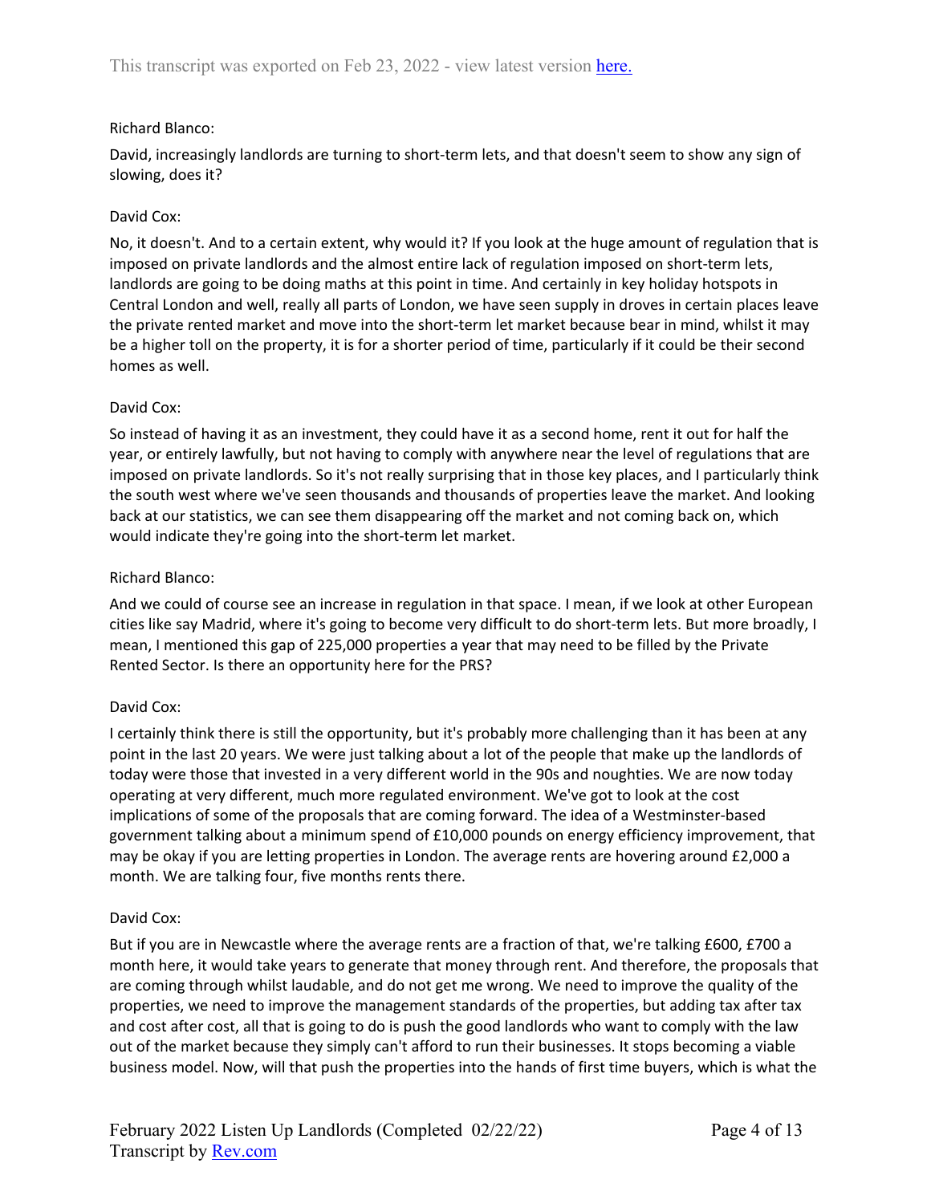Richard Blanco:

David, increasingly landlords are turning to short-term lets, and that doesn't seem to show any sign of slowing, does it?

David Cox:

No, it doesn't. And to a certain extent, why would it? If you look at the huge amount of regulation that is imposed on private landlords and the almost entire lack of regulation imposed on short-term lets, landlords are going to be doing maths at this point in time. And certainly in key holiday hotspots in Central London and well, really all parts of London, we have seen supply in droves in certain places leave the private rented market and move into the short-term let market because bear in mind, whilst it may be a higher toll on the property, it is for a shorter period of time, particularly if it could be their second homes as well.

David Cox:

So instead of having it as an investment, they could have it as a second home, rent it out for half the year, or entirely lawfully, but not having to comply with anywhere near the level of regulations that are imposed on private landlords. So it's not really surprising that in those key places, and I particularly think the south west where we've seen thousands and thousands of properties leave the market. And looking back at our statistics, we can see them disappearing off the market and not coming back on, which would indicate they're going into the short-term let market.

Richard Blanco:

And we could of course see an increase in regulation in that space. I mean, if we look at other European cities like say Madrid, where it's going to become very difficult to do short-term lets. But more broadly, I mean, I mentioned this gap of 225,000 properties a year that may need to be filled by the Private Rented Sector. Is there an opportunity here for the PRS?

David Cox:

I certainly think there is still the opportunity, but it's probably more challenging than it has been at any point in the last 20 years. We were just talking about a lot of the people that make up the landlords of today were those that invested in a very different world in the 90s and noughties. We are now today operating at very different, much more regulated environment. We've got to look at the cost implications of some of the proposals that are coming forward. The idea of a Westminster-based government talking about a minimum spend of £10,000 pounds on energy efficiency improvement, that may be okay if you are letting properties in London. The average rents are hovering around £2,000 a month. We are talking four, five months rents there.

David Cox:

But if you are in Newcastle where the average rents are a fraction of that, we're talking £600, £700 a month here, it would take years to generate that money through rent. And therefore, the proposals that are coming through whilst laudable, and do not get me wrong. We need to improve the quality of the properties, we need to improve the management standards of the properties, but adding tax after tax and cost after cost, all that is going to do is push the good landlords who want to comply with the law out of the market because they simply can't afford to run their businesses. It stops becoming a viable business model. Now, will that push the properties into the hands of first time buyers, which is what the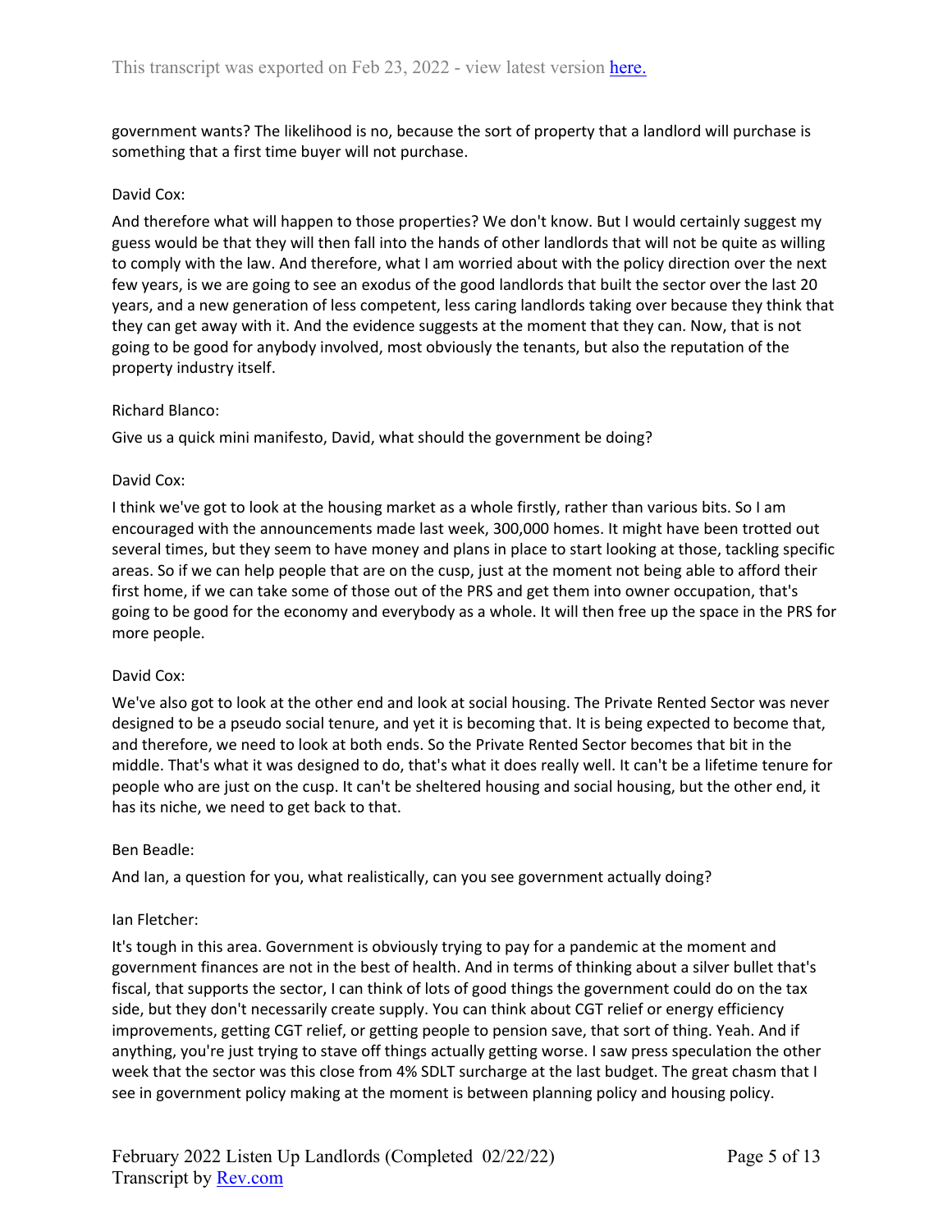government wants? The likelihood is no, because the sort of property that a landlord will purchase is something that a first time buyer will not purchase.

David Cox:

And therefore what will happen to those properties? We don't know. But I would certainly suggest my guess would be that they will then fall into the hands of other landlords that will not be quite as willing to comply with the law. And therefore, what I am worried about with the policy direction over the next few years, is we are going to see an exodus of the good landlords that built the sector over the last 20 years, and a new generation of less competent, less caring landlords taking over because they think that they can get away with it. And the evidence suggests at the moment that they can. Now, that is not going to be good for anybody involved, most obviously the tenants, but also the reputation of the property industry itself.

Richard Blanco:

Give us a quick mini manifesto, David, what should the government be doing?

David Cox:

I think we've got to look at the housing market as a whole firstly, rather than various bits. So I am encouraged with the announcements made last week, 300,000 homes. It might have been trotted out several times, but they seem to have money and plans in place to start looking at those, tackling specific areas. So if we can help people that are on the cusp, just at the moment not being able to afford their first home, if we can take some of those out of the PRS and get them into owner occupation, that's going to be good for the economy and everybody as a whole. It will then free up the space in the PRS for more people.

David Cox:

We've also got to look at the other end and look at social housing. The Private Rented Sector was never designed to be a pseudo social tenure, and yet it is becoming that. It is being expected to become that, and therefore, we need to look at both ends. So the Private Rented Sector becomes that bit in the middle. That's what it was designed to do, that's what it does really well. It can't be a lifetime tenure for people who are just on the cusp. It can't be sheltered housing and social housing, but the other end, it has its niche, we need to get back to that.

Ben Beadle:

And Ian, a question for you, what realistically, can you see government actually doing?

Ian Fletcher:

It's tough in this area. Government is obviously trying to pay for a pandemic at the moment and government finances are not in the best of health. And in terms of thinking about a silver bullet that's fiscal, that supports the sector, I can think of lots of good things the government could do on the tax side, but they don't necessarily create supply. You can think about CGT relief or energy efficiency improvements, getting CGT relief, or getting people to pension save, that sort of thing. Yeah. And if anything, you're just trying to stave off things actually getting worse. I saw press speculation the other week that the sector was this close from 4% SDLT surcharge at the last budget. The great chasm that I see in government policy making at the moment is between planning policy and housing policy.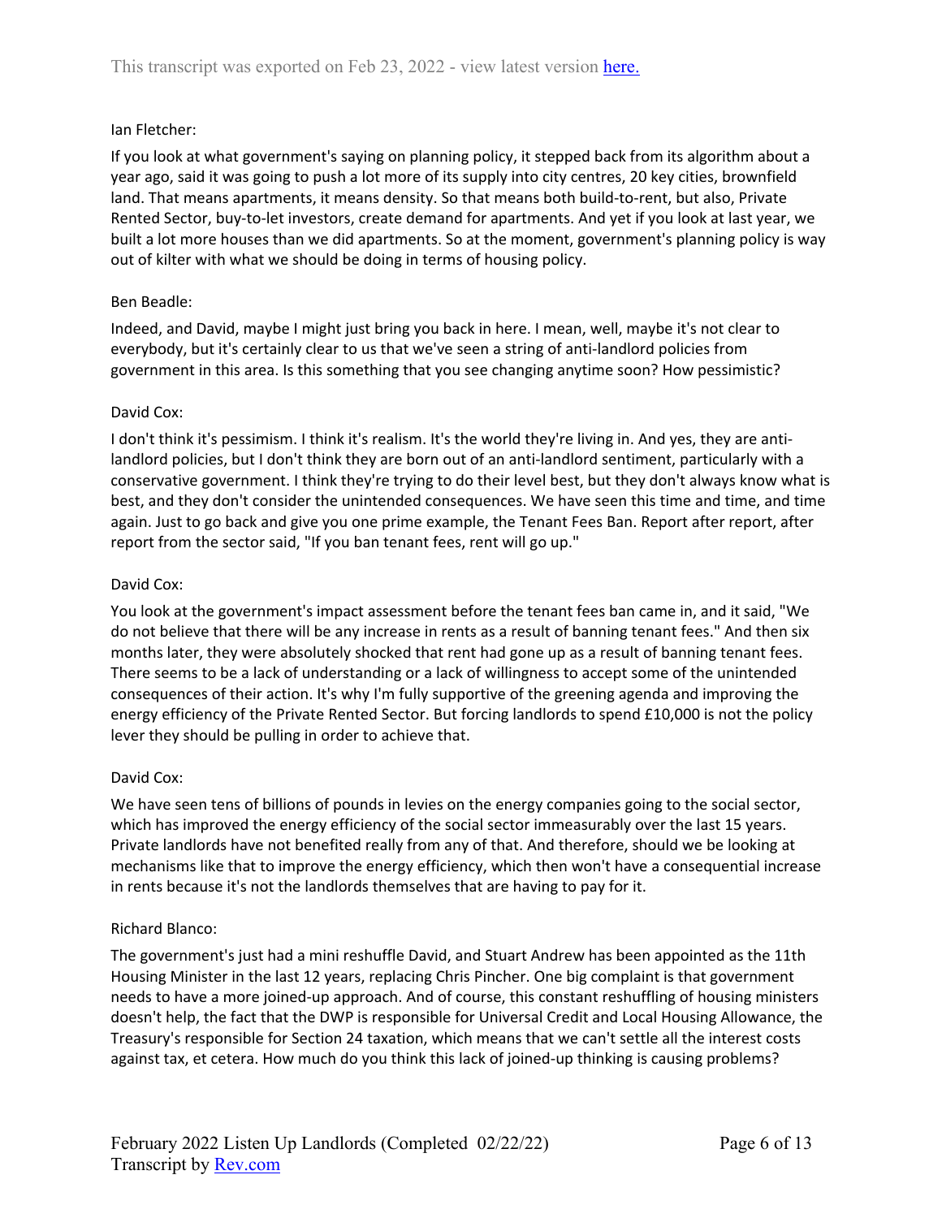Ian Fletcher:

If you look at what government's saying on planning policy, it stepped back from its algorithm about a year ago, said it was going to push a lot more of its supply into city centres, 20 key cities, brownfield land. That means apartments, it means density. So that means both build-to-rent, but also, Private Rented Sector, buy-to-let investors, create demand for apartments. And yet if you look at last year, we built a lot more houses than we did apartments. So at the moment, government's planning policy is way out of kilter with what we should be doing in terms of housing policy.

Ben Beadle:

Indeed, and David, maybe I might just bring you back in here. I mean, well, maybe it's not clear to everybody, but it's certainly clear to us that we've seen a string of anti-landlord policies from government in this area. Is this something that you see changing anytime soon? How pessimistic?

David Cox:

I don't think it's pessimism. I think it's realism. It's the world they're living in. And yes, they are anti-landlord policies, but I don't think they are born out of an anti-landlord sentiment, particularly with a conservative government. I think they're trying to do their level best, but they don't always know what is best, and they don't consider the unintended consequences. We have seen this time and time, and time again. Just to go back and give you one prime example, the Tenant Fees Ban. Report after report, after report from the sector said, "If you ban tenant fees, rent will go up."

David Cox:

You look at the government's impact assessment before the tenant fees ban came in, and it said, "We do not believe that there will be any increase in rents as a result of banning tenant fees." And then six months later, they were absolutely shocked that rent had gone up as a result of banning tenant fees. There seems to be a lack of understanding or a lack of willingness to accept some of the unintended consequences of their action. It's why I'm fully supportive of the greening agenda and improving the energy efficiency of the Private Rented Sector. But forcing landlords to spend £10,000 is not the policy lever they should be pulling in order to achieve that.

David Cox:

We have seen tens of billions of pounds in levies on the energy companies going to the social sector, which has improved the energy efficiency of the social sector immeasurably over the last 15 years. Private landlords have not benefited really from any of that. And therefore, should we be looking at mechanisms like that to improve the energy efficiency, which then won't have a consequential increase in rents because it's not the landlords themselves that are having to pay for it.

Richard Blanco:

The government's just had a mini reshuffle David, and Stuart Andrew has been appointed as the 11th Housing Minister in the last 12 years, replacing Chris Pincher. One big complaint is that government needs to have a more joined-up approach. And of course, this constant reshuffling of housing ministers doesn't help, the fact that the DWP is responsible for Universal Credit and Local Housing Allowance, the Treasury's responsible for Section 24 taxation, which means that we can't settle all the interest costs against tax, et cetera. How much do you think this lack of joined-up thinking is causing problems?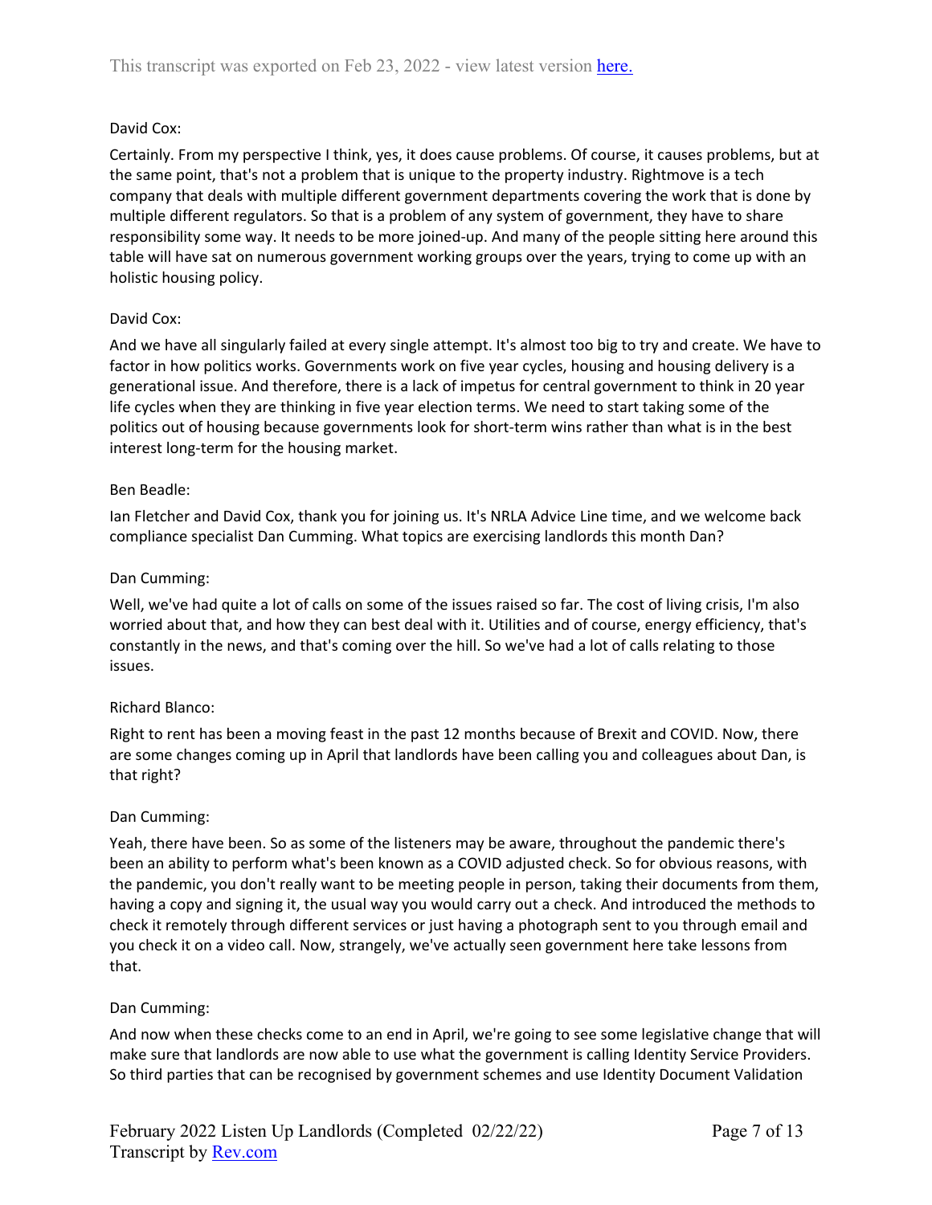David Cox:

Certainly. From my perspective I think, yes, it does cause problems. Of course, it causes problems, but at the same point, that's not a problem that is unique to the property industry. Rightmove is a tech company that deals with multiple different government departments covering the work that is done by multiple different regulators. So that is a problem of any system of government, they have to share responsibility some way. It needs to be more joined-up. And many of the people sitting here around this table will have sat on numerous government working groups over the years, trying to come up with an holistic housing policy.

David Cox:

And we have all singularly failed at every single attempt. It's almost too big to try and create. We have to factor in how politics works. Governments work on five year cycles, housing and housing delivery is a generational issue. And therefore, there is a lack of impetus for central government to think in 20 year life cycles when they are thinking in five year election terms. We need to start taking some of the politics out of housing because governments look for short-term wins rather than what is in the best interest long-term for the housing market.

Ben Beadle:

Ian Fletcher and David Cox, thank you for joining us. It's NRLA Advice Line time, and we welcome back compliance specialist Dan Cumming. What topics are exercising landlords this month Dan?

Dan Cumming:

Well, we've had quite a lot of calls on some of the issues raised so far. The cost of living crisis, I'm also worried about that, and how they can best deal with it. Utilities and of course, energy efficiency, that's constantly in the news, and that's coming over the hill. So we've had a lot of calls relating to those issues.

Richard Blanco:

Right to rent has been a moving feast in the past 12 months because of Brexit and COVID. Now, there are some changes coming up in April that landlords have been calling you and colleagues about Dan, is that right?

Dan Cumming:

Yeah, there have been. So as some of the listeners may be aware, throughout the pandemic there's been an ability to perform what's been known as a COVID adjusted check. So for obvious reasons, with the pandemic, you don't really want to be meeting people in person, taking their documents from them, having a copy and signing it, the usual way you would carry out a check. And introduced the methods to check it remotely through different services or just having a photograph sent to you through email and you check it on a video call. Now, strangely, we've actually seen government here take lessons from that.

Dan Cumming:

And now when these checks come to an end in April, we're going to see some legislative change that will make sure that landlords are now able to use what the government is calling Identity Service Providers. So third parties that can be recognised by government schemes and use Identity Document Validation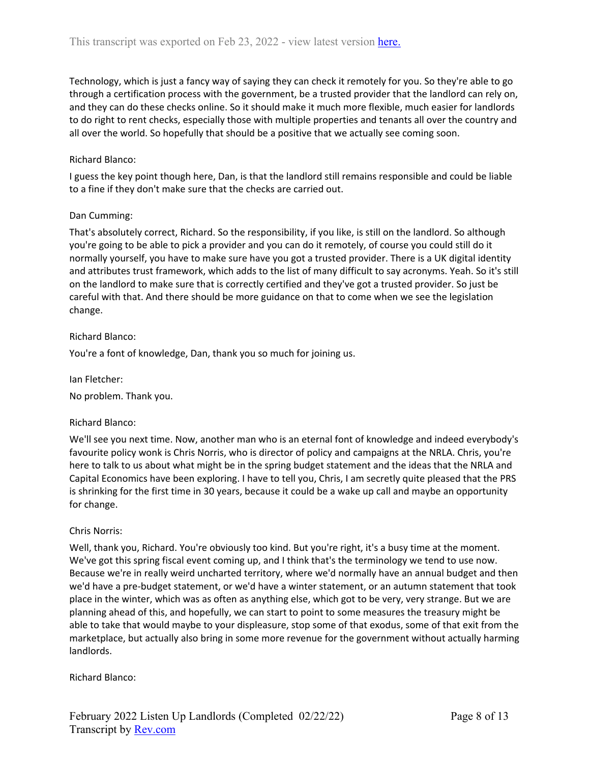Technology, which is just a fancy way of saying they can check it remotely for you. So they're able to go through a certification process with the government, be a trusted provider that the landlord can rely on, and they can do these checks online. So it should make it much more flexible, much easier for landlords to do right to rent checks, especially those with multiple properties and tenants all over the country and all over the world. So hopefully that should be a positive that we actually see coming soon.

Richard Blanco:

I guess the key point though here, Dan, is that the landlord still remains responsible and could be liable to a fine if they don't make sure that the checks are carried out.

Dan Cumming:

That's absolutely correct, Richard. So the responsibility, if you like, is still on the landlord. So although you're going to be able to pick a provider and you can do it remotely, of course you could still do it normally yourself, you have to make sure have you got a trusted provider. There is a UK digital identity and attributes trust framework, which adds to the list of many difficult to say acronyms. Yeah. So it's still on the landlord to make sure that is correctly certified and they've got a trusted provider. So just be careful with that. And there should be more guidance on that to come when we see the legislation change.

Richard Blanco:

You're a font of knowledge, Dan, thank you so much for joining us.

Ian Fletcher:

No problem. Thank you.

Richard Blanco:

We'll see you next time. Now, another man who is an eternal font of knowledge and indeed everybody's favourite policy wonk is Chris Norris, who is director of policy and campaigns at the NRLA. Chris, you're here to talk to us about what might be in the spring budget statement and the ideas that the NRLA and Capital Economics have been exploring. I have to tell you, Chris, I am secretly quite pleased that the PRS is shrinking for the first time in 30 years, because it could be a wake up call and maybe an opportunity for change.

Chris Norris:

Well, thank you, Richard. You're obviously too kind. But you're right, it's a busy time at the moment. We've got this spring fiscal event coming up, and I think that's the terminology we tend to use now. Because we're in really weird uncharted territory, where we'd normally have an annual budget and then we'd have a pre-budget statement, or we'd have a winter statement, or an autumn statement that took place in the winter, which was as often as anything else, which got to be very, very strange. But we are planning ahead of this, and hopefully, we can start to point to some measures the treasury might be able to take that would maybe to your displeasure, stop some of that exodus, some of that exit from the marketplace, but actually also bring in some more revenue for the government without actually harming landlords.

Richard Blanco: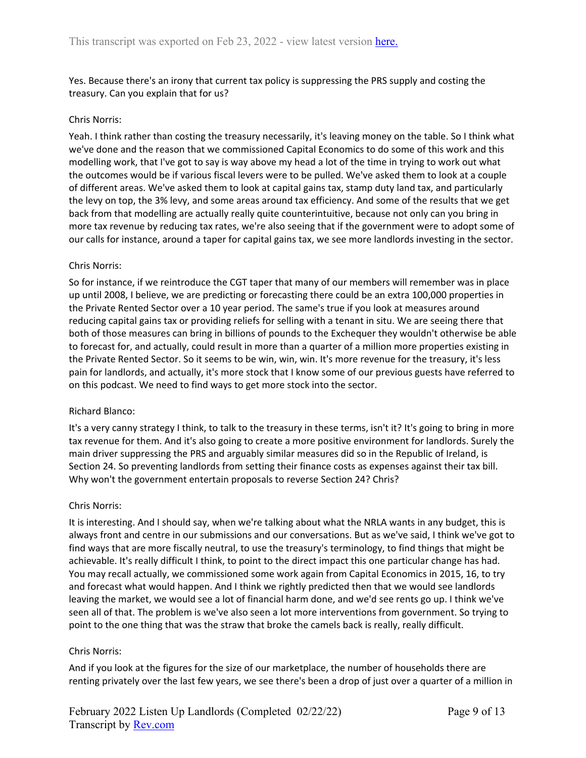Yes. Because there's an irony that current tax policy is suppressing the PRS supply and costing the treasury. Can you explain that for us?

Chris Norris:

Yeah. I think rather than costing the treasury necessarily, it's leaving money on the table. So I think what we've done and the reason that we commissioned Capital Economics to do some of this work and this modelling work, that I've got to say is way above my head a lot of the time in trying to work out what the outcomes would be if various fiscal levers were to be pulled. We've asked them to look at a couple of different areas. We've asked them to look at capital gains tax, stamp duty land tax, and particularly the levy on top, the 3% levy, and some areas around tax efficiency. And some of the results that we get back from that modelling are actually really quite counterintuitive, because not only can you bring in more tax revenue by reducing tax rates, we're also seeing that if the government were to adopt some of our calls for instance, around a taper for capital gains tax, we see more landlords investing in the sector.

Chris Norris:

So for instance, if we reintroduce the CGT taper that many of our members will remember was in place up until 2008, I believe, we are predicting or forecasting there could be an extra 100,000 properties in the Private Rented Sector over a 10 year period. The same's true if you look at measures around reducing capital gains tax or providing reliefs for selling with a tenant in situ. We are seeing there that both of those measures can bring in billions of pounds to the Exchequer they wouldn't otherwise be able to forecast for, and actually, could result in more than a quarter of a million more properties existing in the Private Rented Sector. So it seems to be win, win, win. It's more revenue for the treasury, it's less pain for landlords, and actually, it's more stock that I know some of our previous guests have referred to on this podcast. We need to find ways to get more stock into the sector.

Richard Blanco:

It's a very canny strategy I think, to talk to the treasury in these terms, isn't it? It's going to bring in more tax revenue for them. And it's also going to create a more positive environment for landlords. Surely the main driver suppressing the PRS and arguably similar measures did so in the Republic of Ireland, is Section 24. So preventing landlords from setting their finance costs as expenses against their tax bill. Why won't the government entertain proposals to reverse Section 24? Chris?

Chris Norris:

It is interesting. And I should say, when we're talking about what the NRLA wants in any budget, this is always front and centre in our submissions and our conversations. But as we've said, I think we've got to find ways that are more fiscally neutral, to use the treasury's terminology, to find things that might be achievable. It's really difficult I think, to point to the direct impact this one particular change has had. You may recall actually, we commissioned some work again from Capital Economics in 2015, 16, to try and forecast what would happen. And I think we rightly predicted then that we would see landlords leaving the market, we would see a lot of financial harm done, and we'd see rents go up. I think we've seen all of that. The problem is we've also seen a lot more interventions from government. So trying to point to the one thing that was the straw that broke the camels back is really, really difficult.

Chris Norris:

And if you look at the figures for the size of our marketplace, the number of households there are renting privately over the last few years, we see there's been a drop of just over a quarter of a million in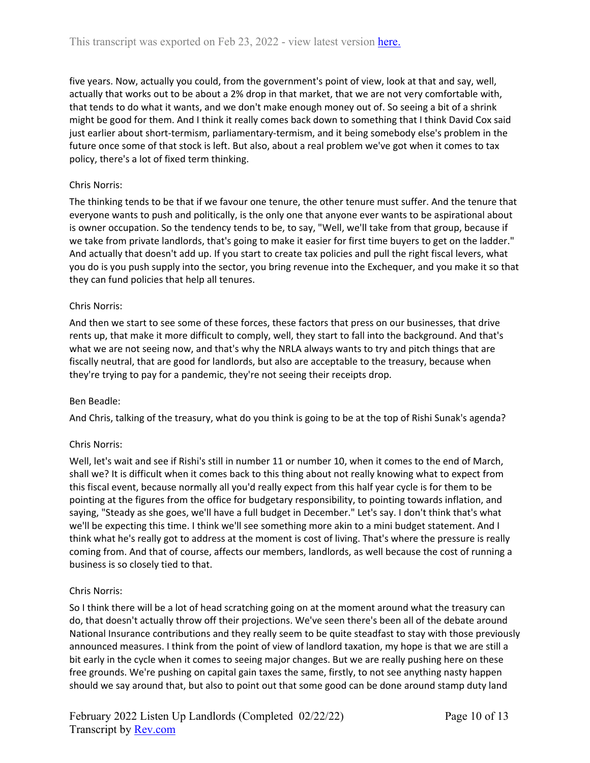five years. Now, actually you could, from the government's point of view, look at that and say, well, actually that works out to be about a 2% drop in that market, that we are not very comfortable with, that tends to do what it wants, and we don't make enough money out of. So seeing a bit of a shrink might be good for them. And I think it really comes back down to something that I think David Cox said just earlier about short-termism, parliamentary-termism, and it being somebody else's problem in the future once some of that stock is left. But also, about a real problem we've got when it comes to tax policy, there's a lot of fixed term thinking.

Chris Norris:

The thinking tends to be that if we favour one tenure, the other tenure must suffer. And the tenure that everyone wants to push and politically, is the only one that anyone ever wants to be aspirational about is owner occupation. So the tendency tends to be, to say, "Well, we'll take from that group, because if we take from private landlords, that's going to make it easier for first time buyers to get on the ladder." And actually that doesn't add up. If you start to create tax policies and pull the right fiscal levers, what you do is you push supply into the sector, you bring revenue into the Exchequer, and you make it so that they can fund policies that help all tenures.

Chris Norris:

And then we start to see some of these forces, these factors that press on our businesses, that drive rents up, that make it more difficult to comply, well, they start to fall into the background. And that's what we are not seeing now, and that's why the NRLA always wants to try and pitch things that are fiscally neutral, that are good for landlords, but also are acceptable to the treasury, because when they're trying to pay for a pandemic, they're not seeing their receipts drop.

Ben Beadle:

And Chris, talking of the treasury, what do you think is going to be at the top of Rishi Sunak's agenda?

Chris Norris:

Well, let's wait and see if Rishi's still in number 11 or number 10, when it comes to the end of March, shall we? It is difficult when it comes back to this thing about not really knowing what to expect from this fiscal event, because normally all you'd really expect from this half year cycle is for them to be pointing at the figures from the office for budgetary responsibility, to pointing towards inflation, and saying, "Steady as she goes, we'll have a full budget in December." Let's say. I don't think that's what we'll be expecting this time. I think we'll see something more akin to a mini budget statement. And I think what he's really got to address at the moment is cost of living. That's where the pressure is really coming from. And that of course, affects our members, landlords, as well because the cost of running a business is so closely tied to that.

Chris Norris:

So I think there will be a lot of head scratching going on at the moment around what the treasury can do, that doesn't actually throw off their projections. We've seen there's been all of the debate around National Insurance contributions and they really seem to be quite steadfast to stay with those previously announced measures. I think from the point of view of landlord taxation, my hope is that we are still a bit early in the cycle when it comes to seeing major changes. But we are really pushing here on these free grounds. We're pushing on capital gain taxes the same, firstly, to not see anything nasty happen should we say around that, but also to point out that some good can be done around stamp duty land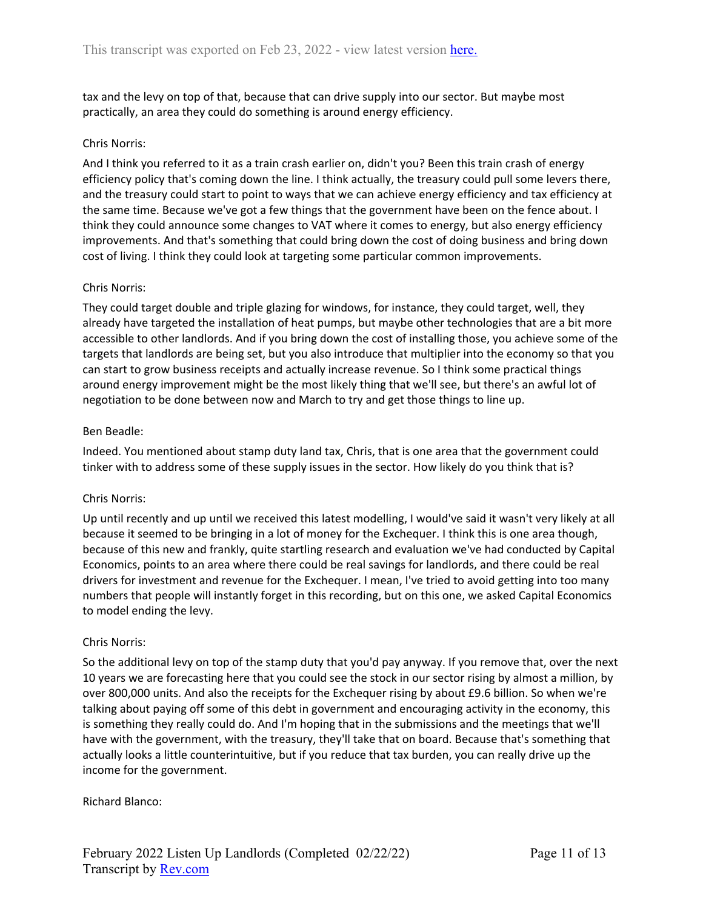tax and the levy on top of that, because that can drive supply into our sector. But maybe most practically, an area they could do something is around energy efficiency.

Chris Norris:

And I think you referred to it as a train crash earlier on, didn't you? Been this train crash of energy efficiency policy that's coming down the line. I think actually, the treasury could pull some levers there, and the treasury could start to point to ways that we can achieve energy efficiency and tax efficiency at the same time. Because we've got a few things that the government have been on the fence about. I think they could announce some changes to VAT where it comes to energy, but also energy efficiency improvements. And that's something that could bring down the cost of doing business and bring down cost of living. I think they could look at targeting some particular common improvements.

Chris Norris:

They could target double and triple glazing for windows, for instance, they could target, well, they already have targeted the installation of heat pumps, but maybe other technologies that are a bit more accessible to other landlords. And if you bring down the cost of installing those, you achieve some of the targets that landlords are being set, but you also introduce that multiplier into the economy so that you can start to grow business receipts and actually increase revenue. So I think some practical things around energy improvement might be the most likely thing that we'll see, but there's an awful lot of negotiation to be done between now and March to try and get those things to line up.

Ben Beadle:

Indeed. You mentioned about stamp duty land tax, Chris, that is one area that the government could tinker with to address some of these supply issues in the sector. How likely do you think that is?

Chris Norris:

Up until recently and up until we received this latest modelling, I would've said it wasn't very likely at all because it seemed to be bringing in a lot of money for the Exchequer. I think this is one area though, because of this new and frankly, quite startling research and evaluation we've had conducted by Capital Economics, points to an area where there could be real savings for landlords, and there could be real drivers for investment and revenue for the Exchequer. I mean, I've tried to avoid getting into too many numbers that people will instantly forget in this recording, but on this one, we asked Capital Economics to model ending the levy.

Chris Norris:

So the additional levy on top of the stamp duty that you'd pay anyway. If you remove that, over the next 10 years we are forecasting here that you could see the stock in our sector rising by almost a million, by over 800,000 units. And also the receipts for the Exchequer rising by about £9.6 billion. So when we're talking about paying off some of this debt in government and encouraging activity in the economy, this is something they really could do. And I'm hoping that in the submissions and the meetings that we'll have with the government, with the treasury, they'll take that on board. Because that's something that actually looks a little counterintuitive, but if you reduce that tax burden, you can really drive up the income for the government.

Richard Blanco: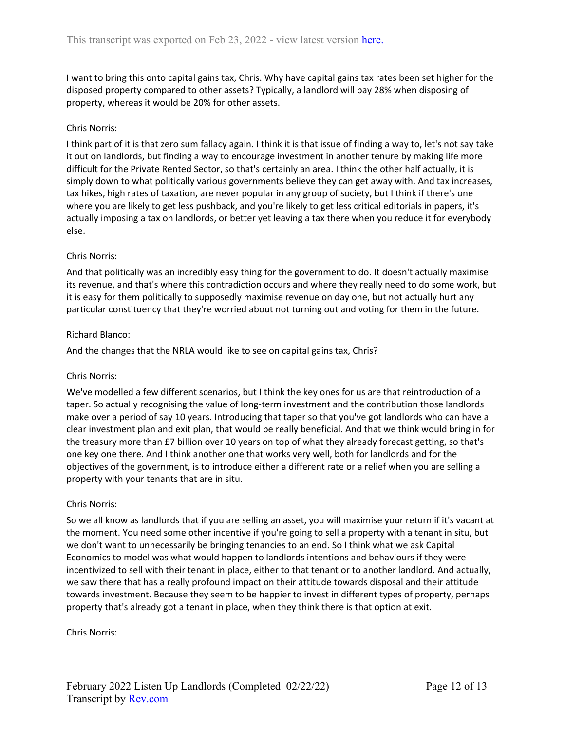I want to bring this onto capital gains tax, Chris. Why have capital gains tax rates been set higher for the disposed property compared to other assets? Typically, a landlord will pay 28% when disposing of property, whereas it would be 20% for other assets.

Chris Norris:

I think part of it is that zero sum fallacy again. I think it is that issue of finding a way to, let's not say take it out on landlords, but finding a way to encourage investment in another tenure by making life more difficult for the Private Rented Sector, so that's certainly an area. I think the other half actually, it is simply down to what politically various governments believe they can get away with. And tax increases, tax hikes, high rates of taxation, are never popular in any group of society, but I think if there's one where you are likely to get less pushback, and you're likely to get less critical editorials in papers, it's actually imposing a tax on landlords, or better yet leaving a tax there when you reduce it for everybody else.

Chris Norris:

And that politically was an incredibly easy thing for the government to do. It doesn't actually maximise its revenue, and that's where this contradiction occurs and where they really need to do some work, but it is easy for them politically to supposedly maximise revenue on day one, but not actually hurt any particular constituency that they're worried about not turning out and voting for them in the future.

Richard Blanco:

And the changes that the NRLA would like to see on capital gains tax, Chris?

Chris Norris:

We've modelled a few different scenarios, but I think the key ones for us are that reintroduction of a taper. So actually recognising the value of long-term investment and the contribution those landlords make over a period of say 10 years. Introducing that taper so that you've got landlords who can have a clear investment plan and exit plan, that would be really beneficial. And that we think would bring in for the treasury more than £7 billion over 10 years on top of what they already forecast getting, so that's one key one there. And I think another one that works very well, both for landlords and for the objectives of the government, is to introduce either a different rate or a relief when you are selling a property with your tenants that are in situ.

Chris Norris:

So we all know as landlords that if you are selling an asset, you will maximise your return if it's vacant at the moment. You need some other incentive if you're going to sell a property with a tenant in situ, but we don't want to unnecessarily be bringing tenancies to an end. So I think what we ask Capital Economics to model was what would happen to landlords intentions and behaviours if they were incentivized to sell with their tenant in place, either to that tenant or to another landlord. And actually, we saw there that has a really profound impact on their attitude towards disposal and their attitude towards investment. Because they seem to be happier to invest in different types of property, perhaps property that's already got a tenant in place, when they think there is that option at exit.

Chris Norris: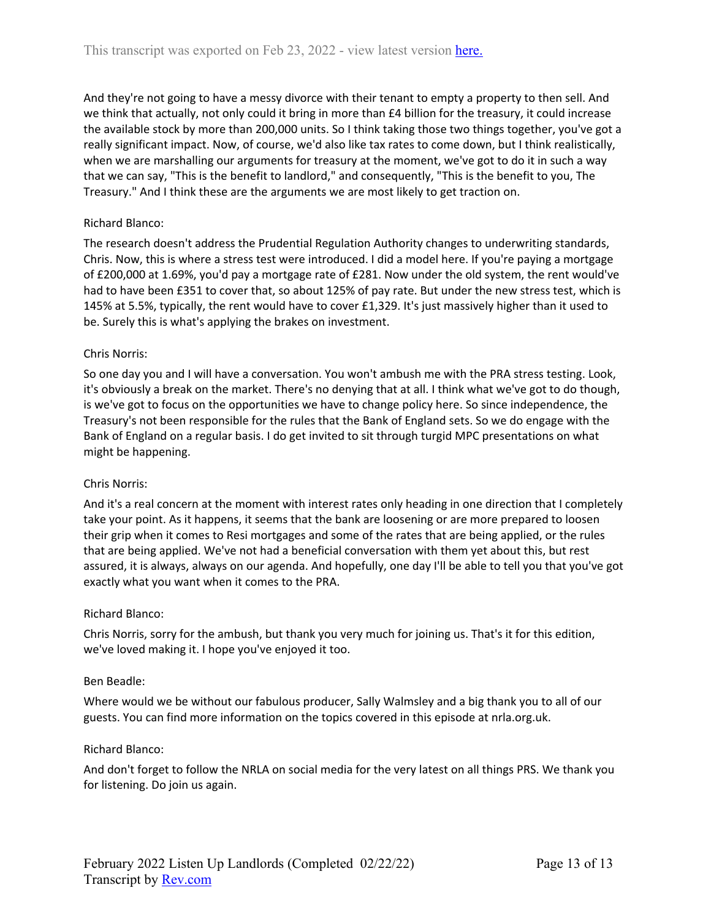And they're not going to have a messy divorce with their tenant to empty a property to then sell. And we think that actually, not only could it bring in more than £4 billion for the treasury, it could increase the available stock by more than 200,000 units. So I think taking those two things together, you've got a really significant impact. Now, of course, we'd also like tax rates to come down, but I think realistically, when we are marshalling our arguments for treasury at the moment, we've got to do it in such a way that we can say, "This is the benefit to landlord," and consequently, "This is the benefit to you, The Treasury." And I think these are the arguments we are most likely to get traction on.

Richard Blanco:

The research doesn't address the Prudential Regulation Authority changes to underwriting standards, Chris. Now, this is where a stress test were introduced. I did a model here. If you're paying a mortgage of £200,000 at 1.69%, you'd pay a mortgage rate of £281. Now under the old system, the rent would've had to have been £351 to cover that, so about 125% of pay rate. But under the new stress test, which is 145% at 5.5%, typically, the rent would have to cover £1,329. It's just massively higher than it used to be. Surely this is what's applying the brakes on investment.

Chris Norris:

So one day you and I will have a conversation. You won't ambush me with the PRA stress testing. Look, it's obviously a break on the market. There's no denying that at all. I think what we've got to do though, is we've got to focus on the opportunities we have to change policy here. So since independence, the Treasury's not been responsible for the rules that the Bank of England sets. So we do engage with the Bank of England on a regular basis. I do get invited to sit through turgid MPC presentations on what might be happening.

Chris Norris:

And it's a real concern at the moment with interest rates only heading in one direction that I completely take your point. As it happens, it seems that the bank are loosening or are more prepared to loosen their grip when it comes to Resi mortgages and some of the rates that are being applied, or the rules that are being applied. We've not had a beneficial conversation with them yet about this, but rest assured, it is always, always on our agenda. And hopefully, one day I'll be able to tell you that you've got exactly what you want when it comes to the PRA.

Richard Blanco:

Chris Norris, sorry for the ambush, but thank you very much for joining us. That's it for this edition, we've loved making it. I hope you've enjoyed it too.

Ben Beadle:

Where would we be without our fabulous producer, Sally Walmsley and a big thank you to all of our guests. You can find more information on the topics covered in this episode at nrla.org.uk.

Richard Blanco:

And don't forget to follow the NRLA on social media for the very latest on all things PRS. We thank you for listening. Do join us again.